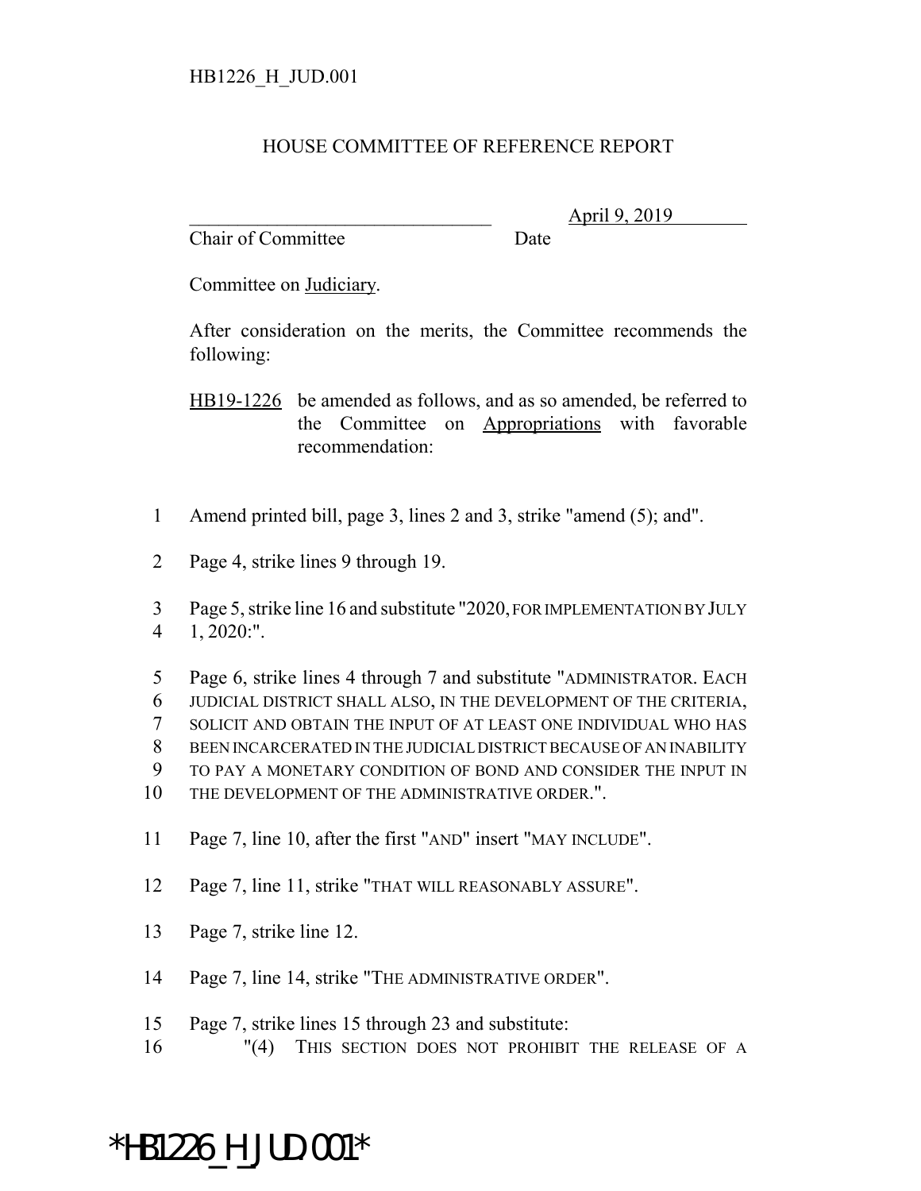HB1226_H_JUD.001

## HOUSE COMMITTEE OF REFERENCE REPORT

________________________________ April 9, 2019
Chair of Committee Date

Committee on Judiciary.

After consideration on the merits, the Committee recommends the following:

HB19-1226 be amended as follows, and as so amended, be referred to the Committee on Appropriations with favorable recommendation:

1 Amend printed bill, page 3, lines 2 and 3, strike "amend (5); and".

2 Page 4, strike lines 9 through 19.

3 Page 5, strike line 16 and substitute "2020, FOR IMPLEMENTATION BY JULY
4 1, 2020:".

5 Page 6, strike lines 4 through 7 and substitute "ADMINISTRATOR. EACH
6 JUDICIAL DISTRICT SHALL ALSO, IN THE DEVELOPMENT OF THE CRITERIA,
7 SOLICIT AND OBTAIN THE INPUT OF AT LEAST ONE INDIVIDUAL WHO HAS
8 BEEN INCARCERATED IN THE JUDICIAL DISTRICT BECAUSE OF AN INABILITY
9 TO PAY A MONETARY CONDITION OF BOND AND CONSIDER THE INPUT IN
10 THE DEVELOPMENT OF THE ADMINISTRATIVE ORDER.".

11 Page 7, line 10, after the first "AND" insert "MAY INCLUDE".

12 Page 7, line 11, strike "THAT WILL REASONABLY ASSURE".

13 Page 7, strike line 12.

14 Page 7, line 14, strike "THE ADMINISTRATIVE ORDER".

15 Page 7, strike lines 15 through 23 and substitute:
16 "(4) THIS SECTION DOES NOT PROHIBIT THE RELEASE OF A

*HB1226_H_JUD.001*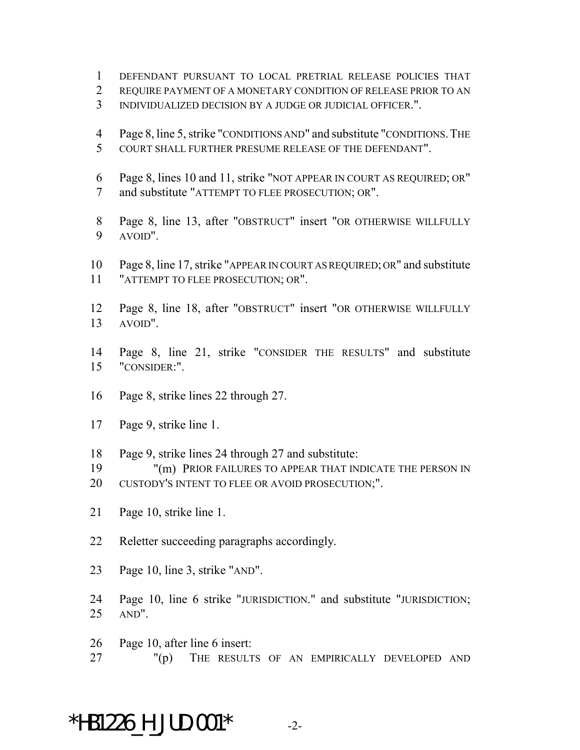DEFENDANT PURSUANT TO LOCAL PRETRIAL RELEASE POLICIES THAT REQUIRE PAYMENT OF A MONETARY CONDITION OF RELEASE PRIOR TO AN INDIVIDUALIZED DECISION BY A JUDGE OR JUDICIAL OFFICER.".

Page 8, line 5, strike "CONDITIONS AND" and substitute "CONDITIONS. THE COURT SHALL FURTHER PRESUME RELEASE OF THE DEFENDANT".

Page 8, lines 10 and 11, strike "NOT APPEAR IN COURT AS REQUIRED; OR" and substitute "ATTEMPT TO FLEE PROSECUTION; OR".

Page 8, line 13, after "OBSTRUCT" insert "OR OTHERWISE WILLFULLY AVOID".

Page 8, line 17, strike "APPEAR IN COURT AS REQUIRED; OR" and substitute "ATTEMPT TO FLEE PROSECUTION; OR".

Page 8, line 18, after "OBSTRUCT" insert "OR OTHERWISE WILLFULLY AVOID".

Page 8, line 21, strike "CONSIDER THE RESULTS" and substitute "CONSIDER:".

Page 8, strike lines 22 through 27.

Page 9, strike line 1.

Page 9, strike lines 24 through 27 and substitute:

"(m) PRIOR FAILURES TO APPEAR THAT INDICATE THE PERSON IN CUSTODY'S INTENT TO FLEE OR AVOID PROSECUTION;".

Page 10, strike line 1.

Reletter succeeding paragraphs accordingly.

Page 10, line 3, strike "AND".

Page 10, line 6 strike "JURISDICTION." and substitute "JURISDICTION; AND".

Page 10, after line 6 insert:

"(p) THE RESULTS OF AN EMPIRICALLY DEVELOPED AND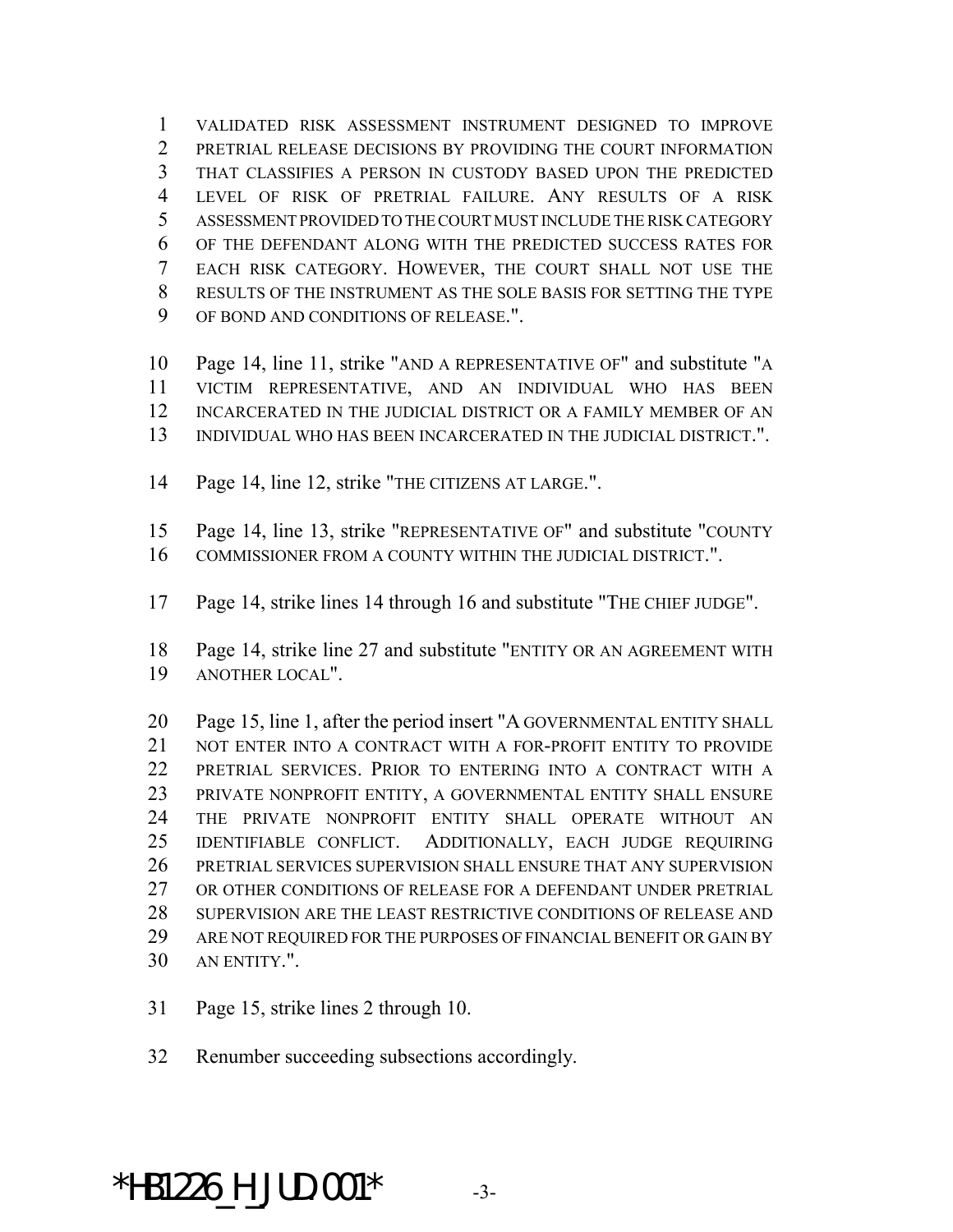1 VALIDATED RISK ASSESSMENT INSTRUMENT DESIGNED TO IMPROVE
2 PRETRIAL RELEASE DECISIONS BY PROVIDING THE COURT INFORMATION
3 THAT CLASSIFIES A PERSON IN CUSTODY BASED UPON THE PREDICTED
4 LEVEL OF RISK OF PRETRIAL FAILURE. ANY RESULTS OF A RISK
5 ASSESSMENT PROVIDED TO THE COURT MUST INCLUDE THE RISK CATEGORY
6 OF THE DEFENDANT ALONG WITH THE PREDICTED SUCCESS RATES FOR
7 EACH RISK CATEGORY. HOWEVER, THE COURT SHALL NOT USE THE
8 RESULTS OF THE INSTRUMENT AS THE SOLE BASIS FOR SETTING THE TYPE
9 OF BOND AND CONDITIONS OF RELEASE.".

10 Page 14, line 11, strike "AND A REPRESENTATIVE OF" and substitute "A
11 VICTIM REPRESENTATIVE, AND AN INDIVIDUAL WHO HAS BEEN
12 INCARCERATED IN THE JUDICIAL DISTRICT OR A FAMILY MEMBER OF AN
13 INDIVIDUAL WHO HAS BEEN INCARCERATED IN THE JUDICIAL DISTRICT.".

14 Page 14, line 12, strike "THE CITIZENS AT LARGE.".

15 Page 14, line 13, strike "REPRESENTATIVE OF" and substitute "COUNTY
16 COMMISSIONER FROM A COUNTY WITHIN THE JUDICIAL DISTRICT.".

17 Page 14, strike lines 14 through 16 and substitute "THE CHIEF JUDGE".

18 Page 14, strike line 27 and substitute "ENTITY OR AN AGREEMENT WITH
19 ANOTHER LOCAL".

20 Page 15, line 1, after the period insert "A GOVERNMENTAL ENTITY SHALL
21 NOT ENTER INTO A CONTRACT WITH A FOR-PROFIT ENTITY TO PROVIDE
22 PRETRIAL SERVICES. PRIOR TO ENTERING INTO A CONTRACT WITH A
23 PRIVATE NONPROFIT ENTITY, A GOVERNMENTAL ENTITY SHALL ENSURE
24 THE PRIVATE NONPROFIT ENTITY SHALL OPERATE WITHOUT AN
25 IDENTIFIABLE CONFLICT. ADDITIONALLY, EACH JUDGE REQUIRING
26 PRETRIAL SERVICES SUPERVISION SHALL ENSURE THAT ANY SUPERVISION
27 OR OTHER CONDITIONS OF RELEASE FOR A DEFENDANT UNDER PRETRIAL
28 SUPERVISION ARE THE LEAST RESTRICTIVE CONDITIONS OF RELEASE AND
29 ARE NOT REQUIRED FOR THE PURPOSES OF FINANCIAL BENEFIT OR GAIN BY
30 AN ENTITY.".

31 Page 15, strike lines 2 through 10.

32 Renumber succeeding subsections accordingly.

*HB1226_H_JUD.001*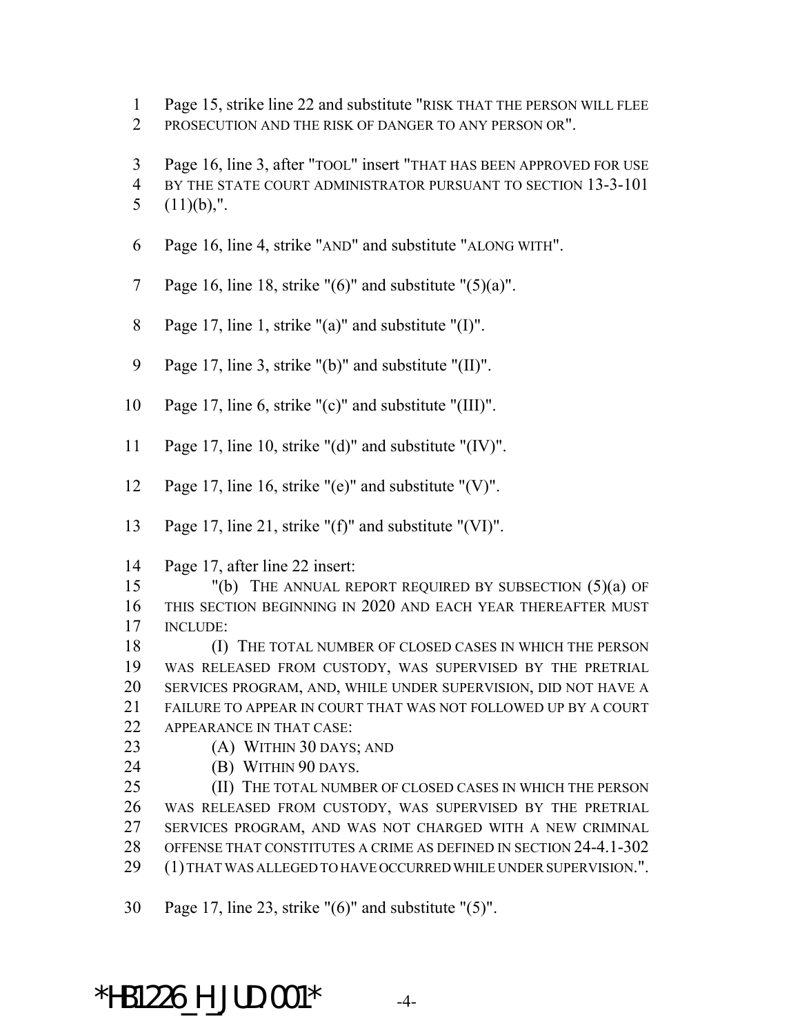Page 15, strike line 22 and substitute "RISK THAT THE PERSON WILL FLEE PROSECUTION AND THE RISK OF DANGER TO ANY PERSON OR".

Page 16, line 3, after "TOOL" insert "THAT HAS BEEN APPROVED FOR USE BY THE STATE COURT ADMINISTRATOR PURSUANT TO SECTION 13-3-101 (11)(b),".

Page 16, line 4, strike "AND" and substitute "ALONG WITH".

Page 16, line 18, strike "(6)" and substitute "(5)(a)".

Page 17, line 1, strike "(a)" and substitute "(I)".

Page 17, line 3, strike "(b)" and substitute "(II)".

Page 17, line 6, strike "(c)" and substitute "(III)".

Page 17, line 10, strike "(d)" and substitute "(IV)".

Page 17, line 16, strike "(e)" and substitute "(V)".

Page 17, line 21, strike "(f)" and substitute "(VI)".

Page 17, after line 22 insert:

"(b) THE ANNUAL REPORT REQUIRED BY SUBSECTION (5)(a) OF THIS SECTION BEGINNING IN 2020 AND EACH YEAR THEREAFTER MUST INCLUDE:

(I) THE TOTAL NUMBER OF CLOSED CASES IN WHICH THE PERSON WAS RELEASED FROM CUSTODY, WAS SUPERVISED BY THE PRETRIAL SERVICES PROGRAM, AND, WHILE UNDER SUPERVISION, DID NOT HAVE A FAILURE TO APPEAR IN COURT THAT WAS NOT FOLLOWED UP BY A COURT APPEARANCE IN THAT CASE:

(A) WITHIN 30 DAYS; AND

(B) WITHIN 90 DAYS.

(II) THE TOTAL NUMBER OF CLOSED CASES IN WHICH THE PERSON WAS RELEASED FROM CUSTODY, WAS SUPERVISED BY THE PRETRIAL SERVICES PROGRAM, AND WAS NOT CHARGED WITH A NEW CRIMINAL OFFENSE THAT CONSTITUTES A CRIME AS DEFINED IN SECTION 24-4.1-302 (1) THAT WAS ALLEGED TO HAVE OCCURRED WHILE UNDER SUPERVISION.".

Page 17, line 23, strike "(6)" and substitute "(5)".

*HB1226_H_JUD.001*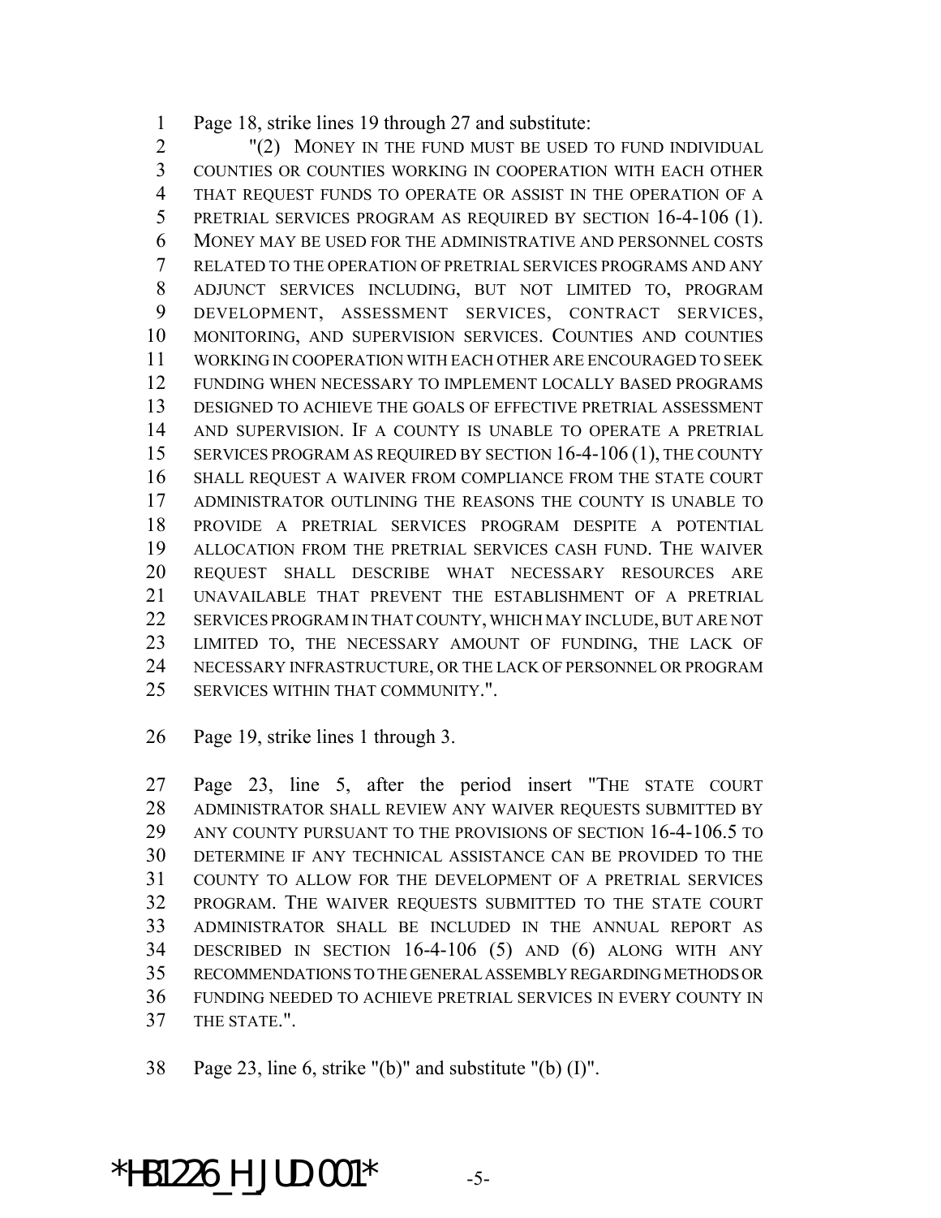Page 18, strike lines 19 through 27 and substitute:

"(2) MONEY IN THE FUND MUST BE USED TO FUND INDIVIDUAL COUNTIES OR COUNTIES WORKING IN COOPERATION WITH EACH OTHER THAT REQUEST FUNDS TO OPERATE OR ASSIST IN THE OPERATION OF A PRETRIAL SERVICES PROGRAM AS REQUIRED BY SECTION 16-4-106 (1). MONEY MAY BE USED FOR THE ADMINISTRATIVE AND PERSONNEL COSTS RELATED TO THE OPERATION OF PRETRIAL SERVICES PROGRAMS AND ANY ADJUNCT SERVICES INCLUDING, BUT NOT LIMITED TO, PROGRAM DEVELOPMENT, ASSESSMENT SERVICES, CONTRACT SERVICES, MONITORING, AND SUPERVISION SERVICES. COUNTIES AND COUNTIES WORKING IN COOPERATION WITH EACH OTHER ARE ENCOURAGED TO SEEK FUNDING WHEN NECESSARY TO IMPLEMENT LOCALLY BASED PROGRAMS DESIGNED TO ACHIEVE THE GOALS OF EFFECTIVE PRETRIAL ASSESSMENT AND SUPERVISION. IF A COUNTY IS UNABLE TO OPERATE A PRETRIAL SERVICES PROGRAM AS REQUIRED BY SECTION 16-4-106 (1), THE COUNTY SHALL REQUEST A WAIVER FROM COMPLIANCE FROM THE STATE COURT ADMINISTRATOR OUTLINING THE REASONS THE COUNTY IS UNABLE TO PROVIDE A PRETRIAL SERVICES PROGRAM DESPITE A POTENTIAL ALLOCATION FROM THE PRETRIAL SERVICES CASH FUND. THE WAIVER REQUEST SHALL DESCRIBE WHAT NECESSARY RESOURCES ARE UNAVAILABLE THAT PREVENT THE ESTABLISHMENT OF A PRETRIAL SERVICES PROGRAM IN THAT COUNTY, WHICH MAY INCLUDE, BUT ARE NOT LIMITED TO, THE NECESSARY AMOUNT OF FUNDING, THE LACK OF NECESSARY INFRASTRUCTURE, OR THE LACK OF PERSONNEL OR PROGRAM SERVICES WITHIN THAT COMMUNITY.".

Page 19, strike lines 1 through 3.

Page 23, line 5, after the period insert "THE STATE COURT ADMINISTRATOR SHALL REVIEW ANY WAIVER REQUESTS SUBMITTED BY ANY COUNTY PURSUANT TO THE PROVISIONS OF SECTION 16-4-106.5 TO DETERMINE IF ANY TECHNICAL ASSISTANCE CAN BE PROVIDED TO THE COUNTY TO ALLOW FOR THE DEVELOPMENT OF A PRETRIAL SERVICES PROGRAM. THE WAIVER REQUESTS SUBMITTED TO THE STATE COURT ADMINISTRATOR SHALL BE INCLUDED IN THE ANNUAL REPORT AS DESCRIBED IN SECTION 16-4-106 (5) AND (6) ALONG WITH ANY RECOMMENDATIONS TO THE GENERAL ASSEMBLY REGARDING METHODS OR FUNDING NEEDED TO ACHIEVE PRETRIAL SERVICES IN EVERY COUNTY IN THE STATE.".

Page 23, line 6, strike "(b)" and substitute "(b) (I)".

*HB1226_H_JUD.001*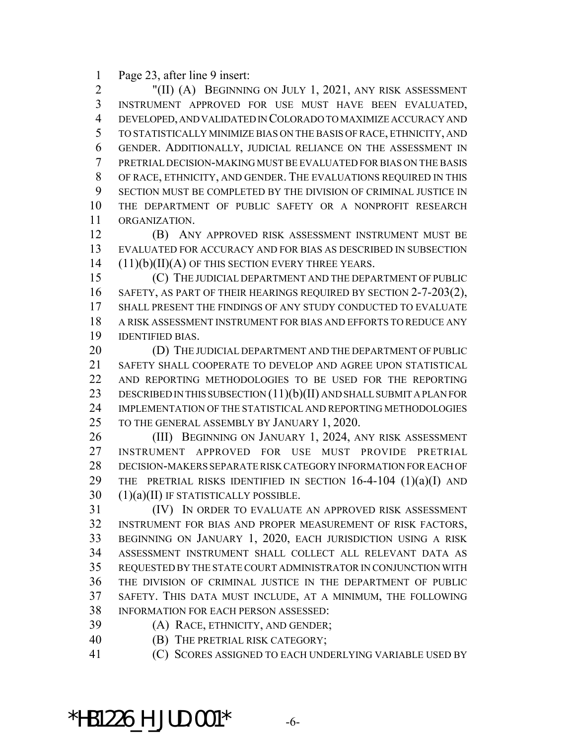Page 23, after line 9 insert:

"(II) (A) BEGINNING ON JULY 1, 2021, ANY RISK ASSESSMENT INSTRUMENT APPROVED FOR USE MUST HAVE BEEN EVALUATED, DEVELOPED, AND VALIDATED IN COLORADO TO MAXIMIZE ACCURACY AND TO STATISTICALLY MINIMIZE BIAS ON THE BASIS OF RACE, ETHNICITY, AND GENDER. ADDITIONALLY, JUDICIAL RELIANCE ON THE ASSESSMENT IN PRETRIAL DECISION-MAKING MUST BE EVALUATED FOR BIAS ON THE BASIS OF RACE, ETHNICITY, AND GENDER. THE EVALUATIONS REQUIRED IN THIS SECTION MUST BE COMPLETED BY THE DIVISION OF CRIMINAL JUSTICE IN THE DEPARTMENT OF PUBLIC SAFETY OR A NONPROFIT RESEARCH ORGANIZATION.

(B) ANY APPROVED RISK ASSESSMENT INSTRUMENT MUST BE EVALUATED FOR ACCURACY AND FOR BIAS AS DESCRIBED IN SUBSECTION (11)(b)(II)(A) OF THIS SECTION EVERY THREE YEARS.

(C) THE JUDICIAL DEPARTMENT AND THE DEPARTMENT OF PUBLIC SAFETY, AS PART OF THEIR HEARINGS REQUIRED BY SECTION 2-7-203(2), SHALL PRESENT THE FINDINGS OF ANY STUDY CONDUCTED TO EVALUATE A RISK ASSESSMENT INSTRUMENT FOR BIAS AND EFFORTS TO REDUCE ANY IDENTIFIED BIAS.

(D) THE JUDICIAL DEPARTMENT AND THE DEPARTMENT OF PUBLIC SAFETY SHALL COOPERATE TO DEVELOP AND AGREE UPON STATISTICAL AND REPORTING METHODOLOGIES TO BE USED FOR THE REPORTING DESCRIBED IN THIS SUBSECTION (11)(b)(II) AND SHALL SUBMIT A PLAN FOR IMPLEMENTATION OF THE STATISTICAL AND REPORTING METHODOLOGIES TO THE GENERAL ASSEMBLY BY JANUARY 1, 2020.

(III) BEGINNING ON JANUARY 1, 2024, ANY RISK ASSESSMENT INSTRUMENT APPROVED FOR USE MUST PROVIDE PRETRIAL DECISION-MAKERS SEPARATE RISK CATEGORY INFORMATION FOR EACH OF THE PRETRIAL RISKS IDENTIFIED IN SECTION 16-4-104 (1)(a)(I) AND (1)(a)(II) IF STATISTICALLY POSSIBLE.

(IV) IN ORDER TO EVALUATE AN APPROVED RISK ASSESSMENT INSTRUMENT FOR BIAS AND PROPER MEASUREMENT OF RISK FACTORS, BEGINNING ON JANUARY 1, 2020, EACH JURISDICTION USING A RISK ASSESSMENT INSTRUMENT SHALL COLLECT ALL RELEVANT DATA AS REQUESTED BY THE STATE COURT ADMINISTRATOR IN CONJUNCTION WITH THE DIVISION OF CRIMINAL JUSTICE IN THE DEPARTMENT OF PUBLIC SAFETY. THIS DATA MUST INCLUDE, AT A MINIMUM, THE FOLLOWING INFORMATION FOR EACH PERSON ASSESSED:

(A) RACE, ETHNICITY, AND GENDER;

(B) THE PRETRIAL RISK CATEGORY;

(C) SCORES ASSIGNED TO EACH UNDERLYING VARIABLE USED BY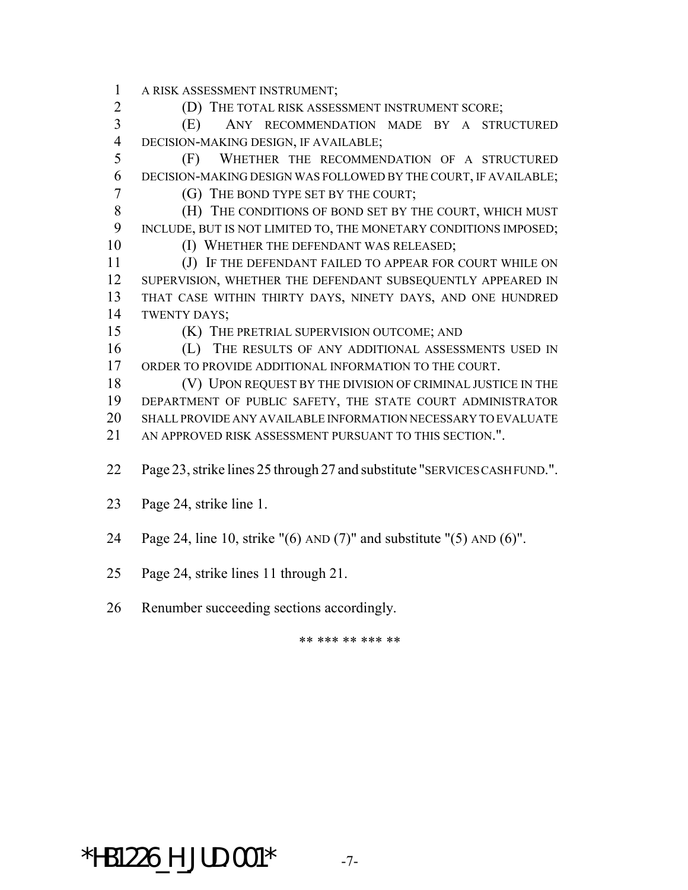A RISK ASSESSMENT INSTRUMENT;

(D) THE TOTAL RISK ASSESSMENT INSTRUMENT SCORE;

(E) ANY RECOMMENDATION MADE BY A STRUCTURED DECISION-MAKING DESIGN, IF AVAILABLE;

(F) WHETHER THE RECOMMENDATION OF A STRUCTURED DECISION-MAKING DESIGN WAS FOLLOWED BY THE COURT, IF AVAILABLE;

(G) THE BOND TYPE SET BY THE COURT;

(H) THE CONDITIONS OF BOND SET BY THE COURT, WHICH MUST INCLUDE, BUT IS NOT LIMITED TO, THE MONETARY CONDITIONS IMPOSED;

(I) WHETHER THE DEFENDANT WAS RELEASED;

(J) IF THE DEFENDANT FAILED TO APPEAR FOR COURT WHILE ON SUPERVISION, WHETHER THE DEFENDANT SUBSEQUENTLY APPEARED IN THAT CASE WITHIN THIRTY DAYS, NINETY DAYS, AND ONE HUNDRED TWENTY DAYS;

(K) THE PRETRIAL SUPERVISION OUTCOME; AND

(L) THE RESULTS OF ANY ADDITIONAL ASSESSMENTS USED IN ORDER TO PROVIDE ADDITIONAL INFORMATION TO THE COURT.

(V) UPON REQUEST BY THE DIVISION OF CRIMINAL JUSTICE IN THE DEPARTMENT OF PUBLIC SAFETY, THE STATE COURT ADMINISTRATOR SHALL PROVIDE ANY AVAILABLE INFORMATION NECESSARY TO EVALUATE AN APPROVED RISK ASSESSMENT PURSUANT TO THIS SECTION.".

Page 23, strike lines 25 through 27 and substitute "SERVICES CASH FUND.".

Page 24, strike line 1.

Page 24, line 10, strike "(6) AND (7)" and substitute "(5) AND (6)".

Page 24, strike lines 11 through 21.

Renumber succeeding sections accordingly.

** *** ** *** **

*HB1226_H_JUD.001*